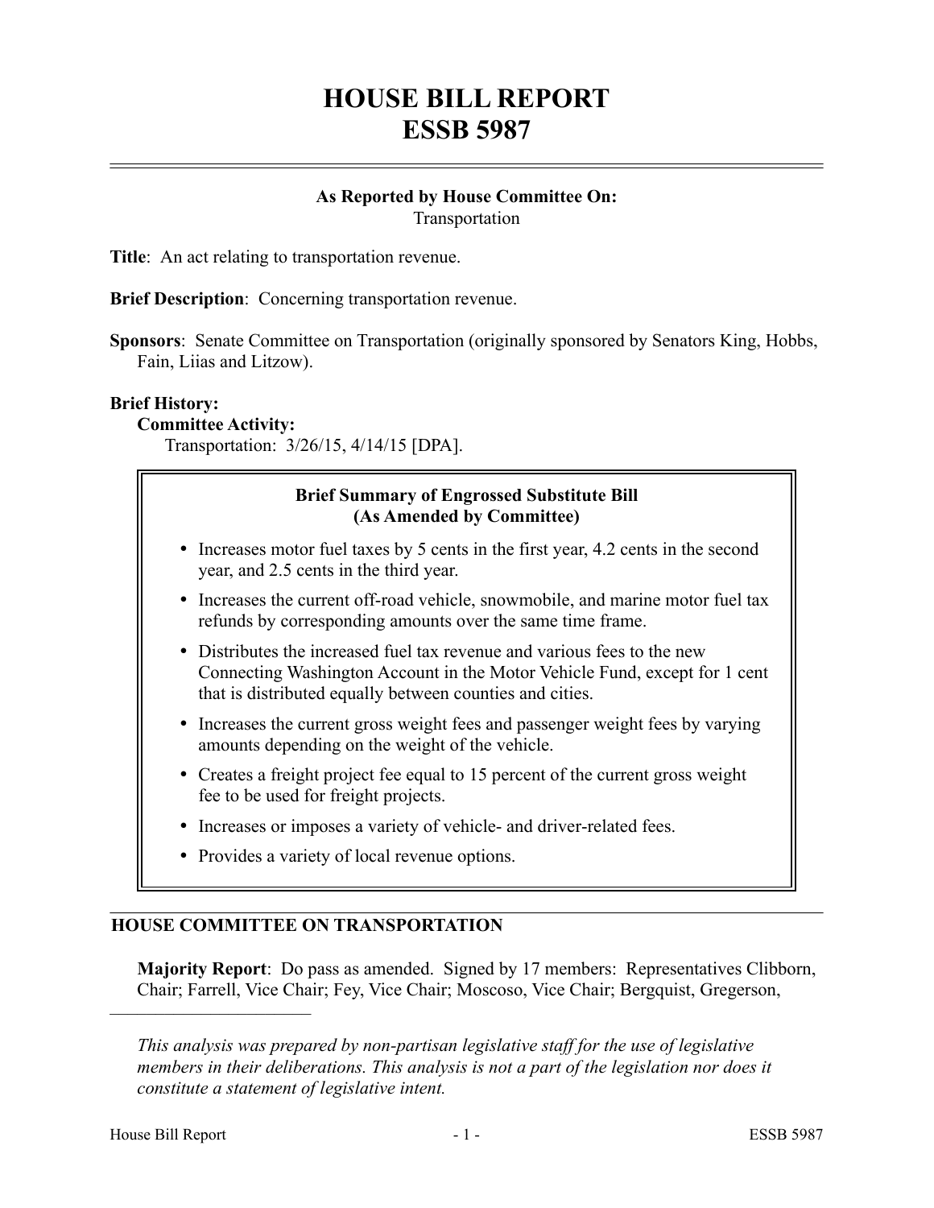# HOUSE BILL REPORT
# ESSB 5987

**As Reported by House Committee On:**
Transportation

**Title**: An act relating to transportation revenue.

**Brief Description**: Concerning transportation revenue.

**Sponsors**: Senate Committee on Transportation (originally sponsored by Senators King, Hobbs, Fain, Liias and Litzow).

**Brief History:**

**Committee Activity:**

Transportation: 3/26/15, 4/14/15 [DPA].

> **Brief Summary of Engrossed Substitute Bill**
> **(As Amended by Committee)**
>
> - Increases motor fuel taxes by 5 cents in the first year, 4.2 cents in the second year, and 2.5 cents in the third year.
> - Increases the current off-road vehicle, snowmobile, and marine motor fuel tax refunds by corresponding amounts over the same time frame.
> - Distributes the increased fuel tax revenue and various fees to the new Connecting Washington Account in the Motor Vehicle Fund, except for 1 cent that is distributed equally between counties and cities.
> - Increases the current gross weight fees and passenger weight fees by varying amounts depending on the weight of the vehicle.
> - Creates a freight project fee equal to 15 percent of the current gross weight fee to be used for freight projects.
> - Increases or imposes a variety of vehicle- and driver-related fees.
> - Provides a variety of local revenue options.

## HOUSE COMMITTEE ON TRANSPORTATION

**Majority Report**: Do pass as amended. Signed by 17 members: Representatives Clibborn, Chair; Farrell, Vice Chair; Fey, Vice Chair; Moscoso, Vice Chair; Bergquist, Gregerson,

---

*This analysis was prepared by non-partisan legislative staff for the use of legislative members in their deliberations. This analysis is not a part of the legislation nor does it constitute a statement of legislative intent.*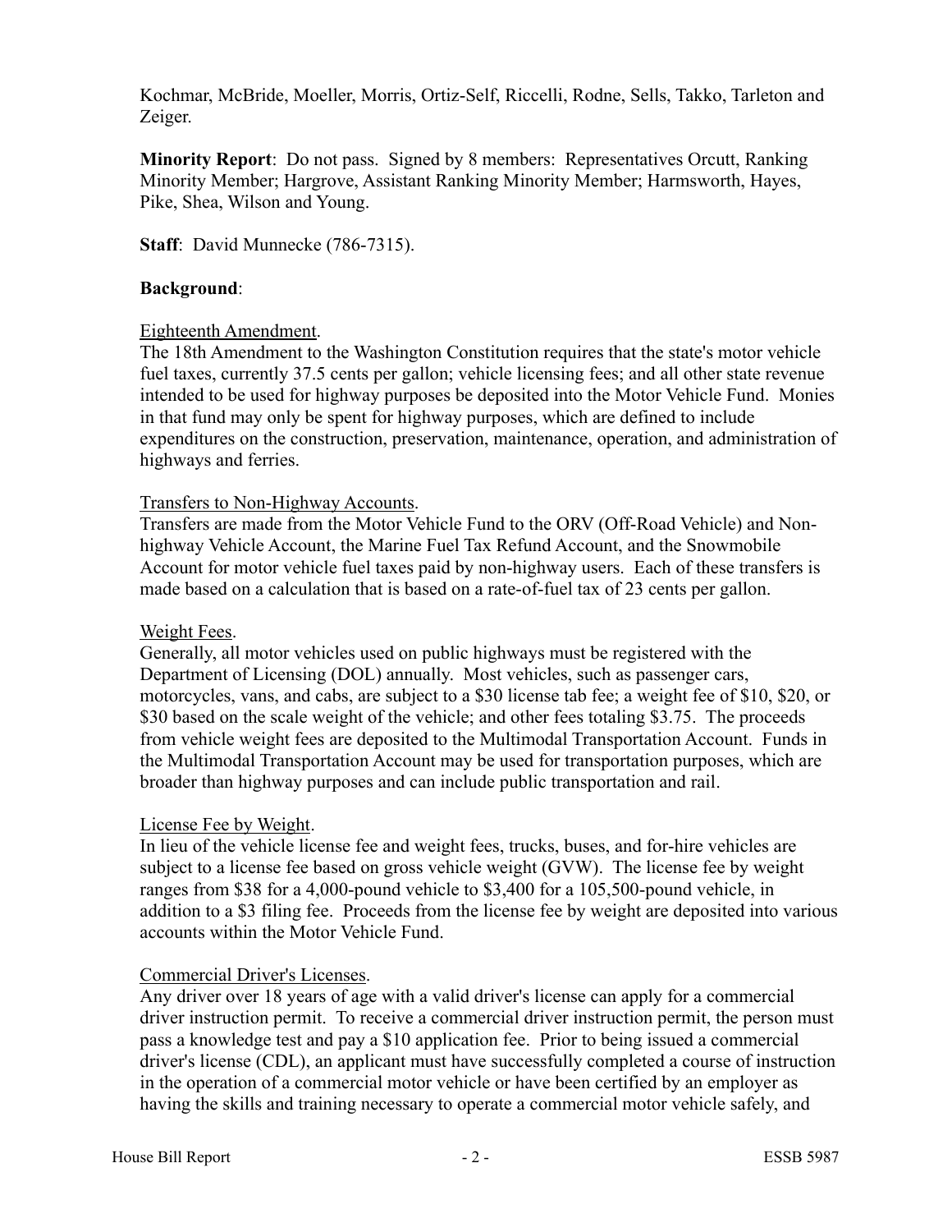Kochmar, McBride, Moeller, Morris, Ortiz-Self, Riccelli, Rodne, Sells, Takko, Tarleton and Zeiger.

**Minority Report**: Do not pass. Signed by 8 members: Representatives Orcutt, Ranking Minority Member; Hargrove, Assistant Ranking Minority Member; Harmsworth, Hayes, Pike, Shea, Wilson and Young.

**Staff**: David Munnecke (786-7315).

**Background**:

Eighteenth Amendment.
The 18th Amendment to the Washington Constitution requires that the state's motor vehicle fuel taxes, currently 37.5 cents per gallon; vehicle licensing fees; and all other state revenue intended to be used for highway purposes be deposited into the Motor Vehicle Fund. Monies in that fund may only be spent for highway purposes, which are defined to include expenditures on the construction, preservation, maintenance, operation, and administration of highways and ferries.

Transfers to Non-Highway Accounts.
Transfers are made from the Motor Vehicle Fund to the ORV (Off-Road Vehicle) and Non-highway Vehicle Account, the Marine Fuel Tax Refund Account, and the Snowmobile Account for motor vehicle fuel taxes paid by non-highway users. Each of these transfers is made based on a calculation that is based on a rate-of-fuel tax of 23 cents per gallon.

Weight Fees.
Generally, all motor vehicles used on public highways must be registered with the Department of Licensing (DOL) annually. Most vehicles, such as passenger cars, motorcycles, vans, and cabs, are subject to a $30 license tab fee; a weight fee of $10, $20, or $30 based on the scale weight of the vehicle; and other fees totaling $3.75. The proceeds from vehicle weight fees are deposited to the Multimodal Transportation Account. Funds in the Multimodal Transportation Account may be used for transportation purposes, which are broader than highway purposes and can include public transportation and rail.

License Fee by Weight.
In lieu of the vehicle license fee and weight fees, trucks, buses, and for-hire vehicles are subject to a license fee based on gross vehicle weight (GVW). The license fee by weight ranges from $38 for a 4,000-pound vehicle to $3,400 for a 105,500-pound vehicle, in addition to a $3 filing fee. Proceeds from the license fee by weight are deposited into various accounts within the Motor Vehicle Fund.

Commercial Driver's Licenses.
Any driver over 18 years of age with a valid driver's license can apply for a commercial driver instruction permit. To receive a commercial driver instruction permit, the person must pass a knowledge test and pay a $10 application fee. Prior to being issued a commercial driver's license (CDL), an applicant must have successfully completed a course of instruction in the operation of a commercial motor vehicle or have been certified by an employer as having the skills and training necessary to operate a commercial motor vehicle safely, and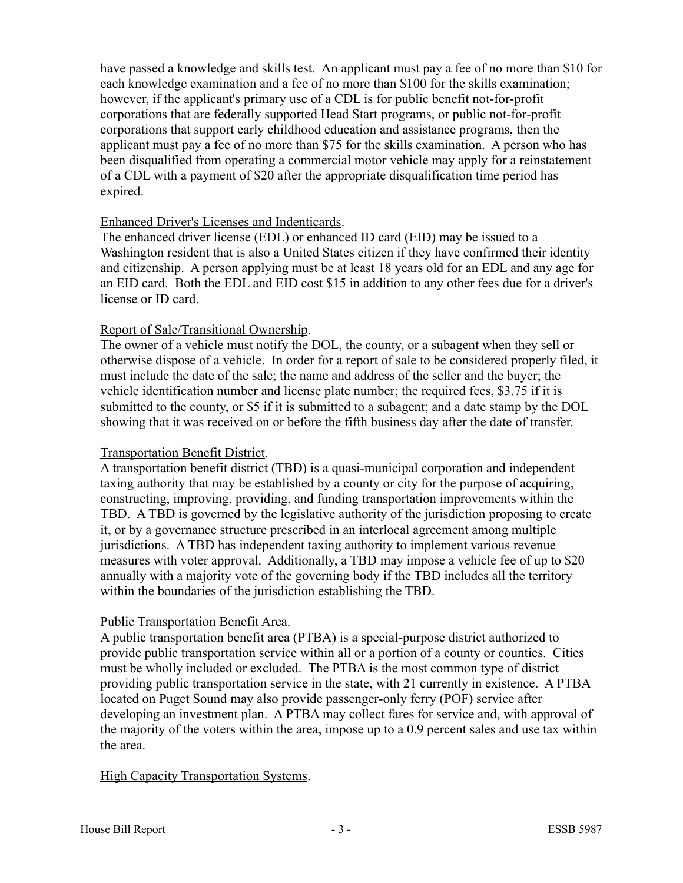have passed a knowledge and skills test. An applicant must pay a fee of no more than $10 for each knowledge examination and a fee of no more than $100 for the skills examination; however, if the applicant's primary use of a CDL is for public benefit not-for-profit corporations that are federally supported Head Start programs, or public not-for-profit corporations that support early childhood education and assistance programs, then the applicant must pay a fee of no more than $75 for the skills examination. A person who has been disqualified from operating a commercial motor vehicle may apply for a reinstatement of a CDL with a payment of $20 after the appropriate disqualification time period has expired.

Enhanced Driver's Licenses and Indenticards.

The enhanced driver license (EDL) or enhanced ID card (EID) may be issued to a Washington resident that is also a United States citizen if they have confirmed their identity and citizenship. A person applying must be at least 18 years old for an EDL and any age for an EID card. Both the EDL and EID cost $15 in addition to any other fees due for a driver's license or ID card.

Report of Sale/Transitional Ownership.

The owner of a vehicle must notify the DOL, the county, or a subagent when they sell or otherwise dispose of a vehicle. In order for a report of sale to be considered properly filed, it must include the date of the sale; the name and address of the seller and the buyer; the vehicle identification number and license plate number; the required fees, $3.75 if it is submitted to the county, or $5 if it is submitted to a subagent; and a date stamp by the DOL showing that it was received on or before the fifth business day after the date of transfer.

Transportation Benefit District.

A transportation benefit district (TBD) is a quasi-municipal corporation and independent taxing authority that may be established by a county or city for the purpose of acquiring, constructing, improving, providing, and funding transportation improvements within the TBD. A TBD is governed by the legislative authority of the jurisdiction proposing to create it, or by a governance structure prescribed in an interlocal agreement among multiple jurisdictions. A TBD has independent taxing authority to implement various revenue measures with voter approval. Additionally, a TBD may impose a vehicle fee of up to $20 annually with a majority vote of the governing body if the TBD includes all the territory within the boundaries of the jurisdiction establishing the TBD.

Public Transportation Benefit Area.

A public transportation benefit area (PTBA) is a special-purpose district authorized to provide public transportation service within all or a portion of a county or counties. Cities must be wholly included or excluded. The PTBA is the most common type of district providing public transportation service in the state, with 21 currently in existence. A PTBA located on Puget Sound may also provide passenger-only ferry (POF) service after developing an investment plan. A PTBA may collect fares for service and, with approval of the majority of the voters within the area, impose up to a 0.9 percent sales and use tax within the area.

High Capacity Transportation Systems.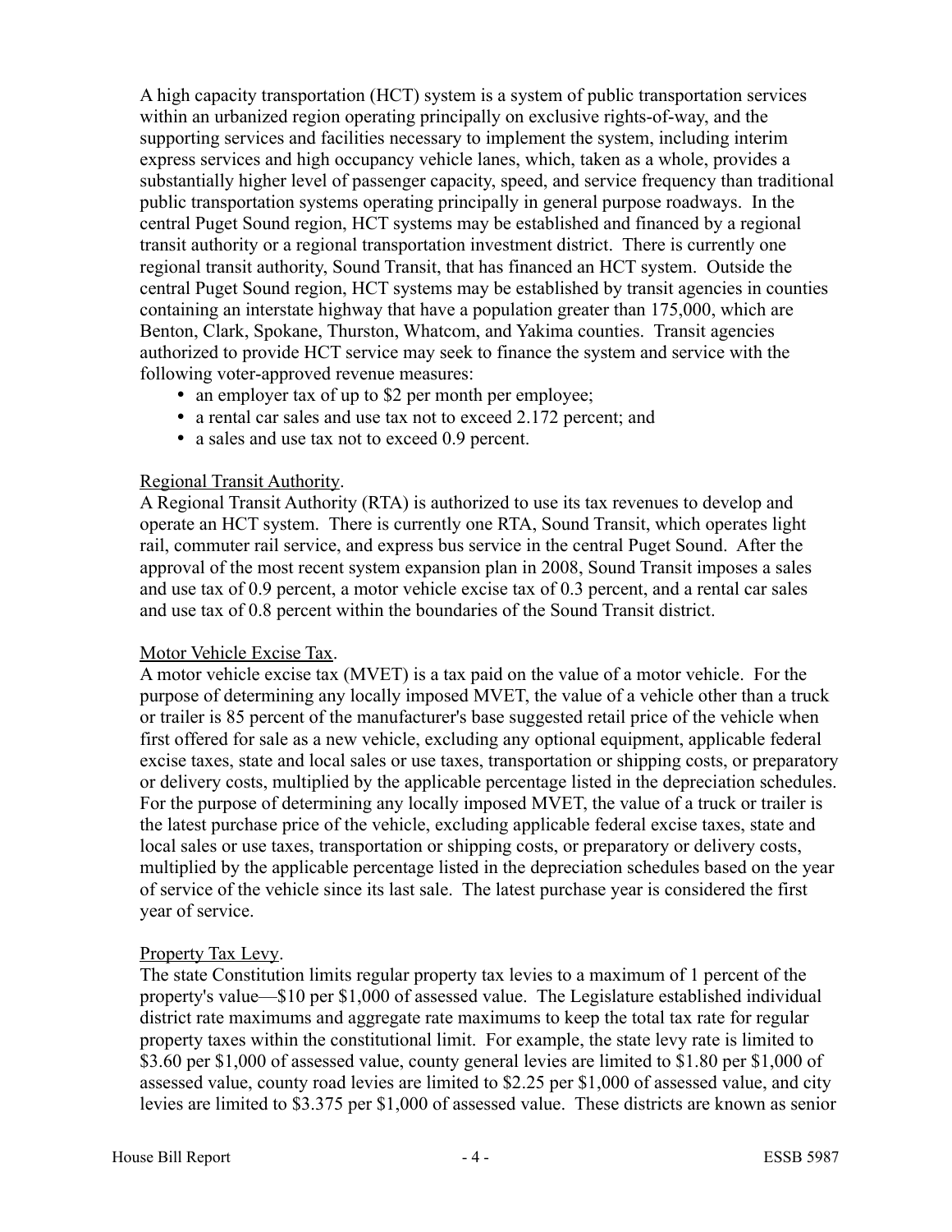A high capacity transportation (HCT) system is a system of public transportation services within an urbanized region operating principally on exclusive rights-of-way, and the supporting services and facilities necessary to implement the system, including interim express services and high occupancy vehicle lanes, which, taken as a whole, provides a substantially higher level of passenger capacity, speed, and service frequency than traditional public transportation systems operating principally in general purpose roadways. In the central Puget Sound region, HCT systems may be established and financed by a regional transit authority or a regional transportation investment district. There is currently one regional transit authority, Sound Transit, that has financed an HCT system. Outside the central Puget Sound region, HCT systems may be established by transit agencies in counties containing an interstate highway that have a population greater than 175,000, which are Benton, Clark, Spokane, Thurston, Whatcom, and Yakima counties. Transit agencies authorized to provide HCT service may seek to finance the system and service with the following voter-approved revenue measures:

- an employer tax of up to $2 per month per employee;
- a rental car sales and use tax not to exceed 2.172 percent; and
- a sales and use tax not to exceed 0.9 percent.

Regional Transit Authority.

A Regional Transit Authority (RTA) is authorized to use its tax revenues to develop and operate an HCT system. There is currently one RTA, Sound Transit, which operates light rail, commuter rail service, and express bus service in the central Puget Sound. After the approval of the most recent system expansion plan in 2008, Sound Transit imposes a sales and use tax of 0.9 percent, a motor vehicle excise tax of 0.3 percent, and a rental car sales and use tax of 0.8 percent within the boundaries of the Sound Transit district.

Motor Vehicle Excise Tax.

A motor vehicle excise tax (MVET) is a tax paid on the value of a motor vehicle. For the purpose of determining any locally imposed MVET, the value of a vehicle other than a truck or trailer is 85 percent of the manufacturer's base suggested retail price of the vehicle when first offered for sale as a new vehicle, excluding any optional equipment, applicable federal excise taxes, state and local sales or use taxes, transportation or shipping costs, or preparatory or delivery costs, multiplied by the applicable percentage listed in the depreciation schedules. For the purpose of determining any locally imposed MVET, the value of a truck or trailer is the latest purchase price of the vehicle, excluding applicable federal excise taxes, state and local sales or use taxes, transportation or shipping costs, or preparatory or delivery costs, multiplied by the applicable percentage listed in the depreciation schedules based on the year of service of the vehicle since its last sale. The latest purchase year is considered the first year of service.

Property Tax Levy.

The state Constitution limits regular property tax levies to a maximum of 1 percent of the property's value—$10 per $1,000 of assessed value. The Legislature established individual district rate maximums and aggregate rate maximums to keep the total tax rate for regular property taxes within the constitutional limit. For example, the state levy rate is limited to $3.60 per $1,000 of assessed value, county general levies are limited to $1.80 per $1,000 of assessed value, county road levies are limited to $2.25 per $1,000 of assessed value, and city levies are limited to $3.375 per $1,000 of assessed value. These districts are known as senior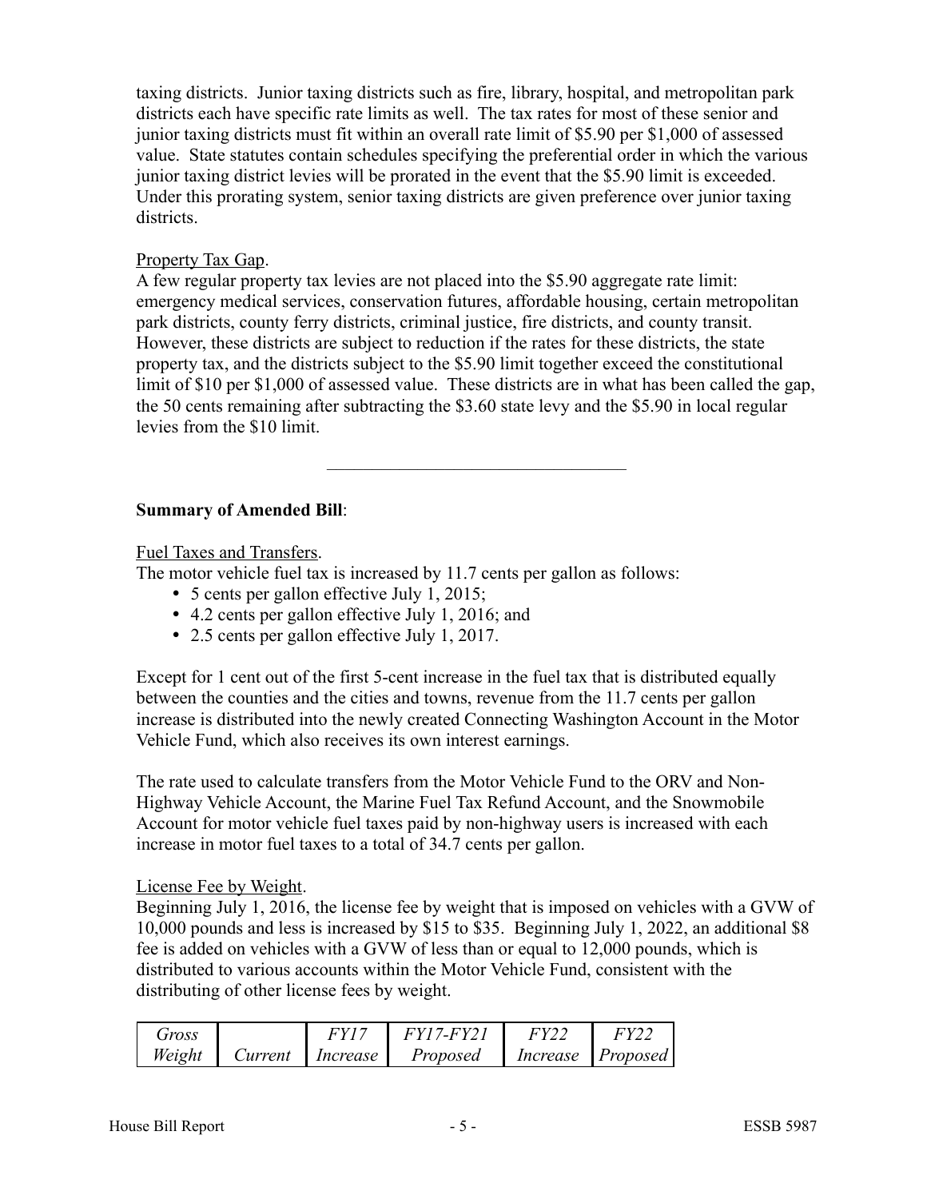taxing districts. Junior taxing districts such as fire, library, hospital, and metropolitan park districts each have specific rate limits as well. The tax rates for most of these senior and junior taxing districts must fit within an overall rate limit of $5.90 per $1,000 of assessed value. State statutes contain schedules specifying the preferential order in which the various junior taxing district levies will be prorated in the event that the $5.90 limit is exceeded. Under this prorating system, senior taxing districts are given preference over junior taxing districts.

Property Tax Gap.

A few regular property tax levies are not placed into the $5.90 aggregate rate limit: emergency medical services, conservation futures, affordable housing, certain metropolitan park districts, county ferry districts, criminal justice, fire districts, and county transit. However, these districts are subject to reduction if the rates for these districts, the state property tax, and the districts subject to the $5.90 limit together exceed the constitutional limit of $10 per $1,000 of assessed value. These districts are in what has been called the gap, the 50 cents remaining after subtracting the $3.60 state levy and the $5.90 in local regular levies from the $10 limit.

---

**Summary of Amended Bill**:

Fuel Taxes and Transfers.

The motor vehicle fuel tax is increased by 11.7 cents per gallon as follows:

- 5 cents per gallon effective July 1, 2015;
- 4.2 cents per gallon effective July 1, 2016; and
- 2.5 cents per gallon effective July 1, 2017.

Except for 1 cent out of the first 5-cent increase in the fuel tax that is distributed equally between the counties and the cities and towns, revenue from the 11.7 cents per gallon increase is distributed into the newly created Connecting Washington Account in the Motor Vehicle Fund, which also receives its own interest earnings.

The rate used to calculate transfers from the Motor Vehicle Fund to the ORV and Non-Highway Vehicle Account, the Marine Fuel Tax Refund Account, and the Snowmobile Account for motor vehicle fuel taxes paid by non-highway users is increased with each increase in motor fuel taxes to a total of 34.7 cents per gallon.

License Fee by Weight.

Beginning July 1, 2016, the license fee by weight that is imposed on vehicles with a GVW of 10,000 pounds and less is increased by $15 to $35. Beginning July 1, 2022, an additional $8 fee is added on vehicles with a GVW of less than or equal to 12,000 pounds, which is distributed to various accounts within the Motor Vehicle Fund, consistent with the distributing of other license fees by weight.

| *Gross Weight* | *Current* | *FY17 Increase* | *FY17-FY21 Proposed* | *FY22 Increase* | *FY22 Proposed* |
|---|---|---|---|---|---|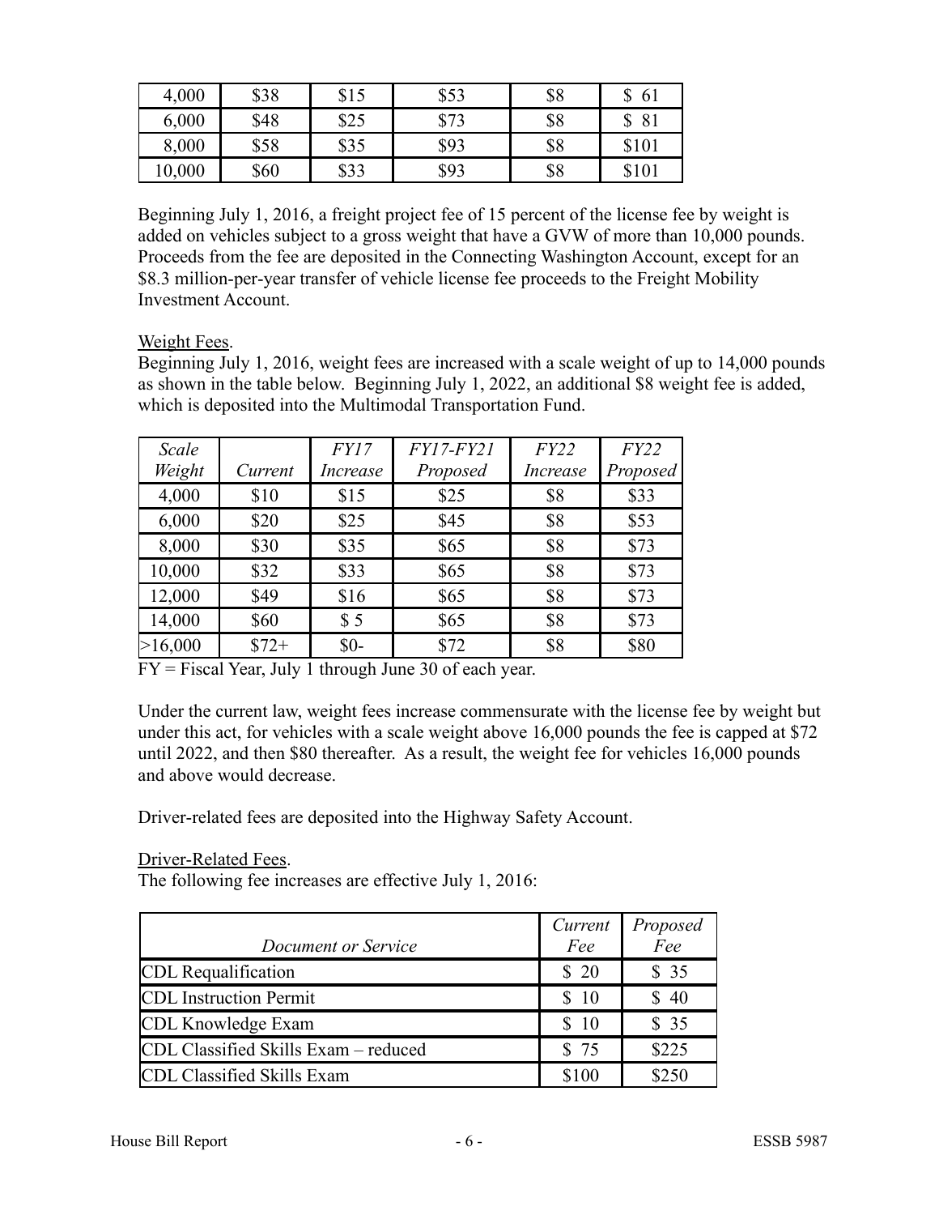| 4,000 | $38 | $15 | $53 | $8 | $ 61 |
|---|---|---|---|---|---|
| 6,000 | $48 | $25 | $73 | $8 | $ 81 |
| 8,000 | $58 | $35 | $93 | $8 | $101 |
| 10,000 | $60 | $33 | $93 | $8 | $101 |

Beginning July 1, 2016, a freight project fee of 15 percent of the license fee by weight is added on vehicles subject to a gross weight that have a GVW of more than 10,000 pounds. Proceeds from the fee are deposited in the Connecting Washington Account, except for an $8.3 million-per-year transfer of vehicle license fee proceeds to the Freight Mobility Investment Account.

Weight Fees.

Beginning July 1, 2016, weight fees are increased with a scale weight of up to 14,000 pounds as shown in the table below. Beginning July 1, 2022, an additional $8 weight fee is added, which is deposited into the Multimodal Transportation Fund.

| *Scale Weight* | *Current* | *FY17 Increase* | *FY17-FY21 Proposed* | *FY22 Increase* | *FY22 Proposed* |
|---|---|---|---|---|---|
| 4,000 | $10 | $15 | $25 | $8 | $33 |
| 6,000 | $20 | $25 | $45 | $8 | $53 |
| 8,000 | $30 | $35 | $65 | $8 | $73 |
| 10,000 | $32 | $33 | $65 | $8 | $73 |
| 12,000 | $49 | $16 | $65 | $8 | $73 |
| 14,000 | $60 | $ 5 | $65 | $8 | $73 |
| >16,000 | $72+ | $0- | $72 | $8 | $80 |

FY = Fiscal Year, July 1 through June 30 of each year.

Under the current law, weight fees increase commensurate with the license fee by weight but under this act, for vehicles with a scale weight above 16,000 pounds the fee is capped at $72 until 2022, and then $80 thereafter. As a result, the weight fee for vehicles 16,000 pounds and above would decrease.

Driver-related fees are deposited into the Highway Safety Account.

Driver-Related Fees.

The following fee increases are effective July 1, 2016:

| *Document or Service* | *Current Fee* | *Proposed Fee* |
|---|---|---|
| CDL Requalification | $ 20 | $ 35 |
| CDL Instruction Permit | $ 10 | $ 40 |
| CDL Knowledge Exam | $ 10 | $ 35 |
| CDL Classified Skills Exam – reduced | $ 75 | $225 |
| CDL Classified Skills Exam | $100 | $250 |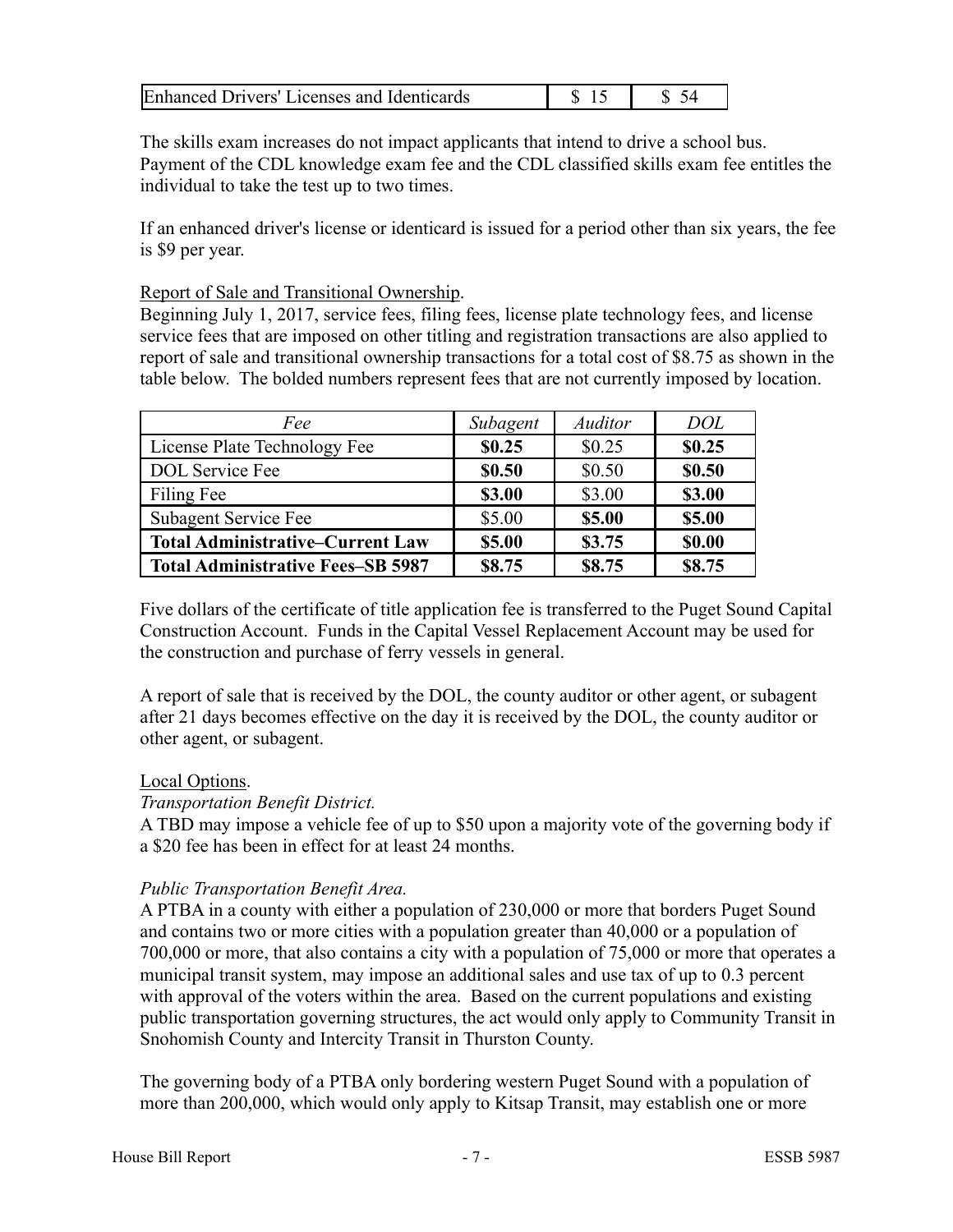| Enhanced Drivers' Licenses and Identicards | $ 15 | $ 54 |
|---|---|---|

The skills exam increases do not impact applicants that intend to drive a school bus. Payment of the CDL knowledge exam fee and the CDL classified skills exam fee entitles the individual to take the test up to two times.

If an enhanced driver's license or identicard is issued for a period other than six years, the fee is $9 per year.

Report of Sale and Transitional Ownership.
Beginning July 1, 2017, service fees, filing fees, license plate technology fees, and license service fees that are imposed on other titling and registration transactions are also applied to report of sale and transitional ownership transactions for a total cost of $8.75 as shown in the table below. The bolded numbers represent fees that are not currently imposed by location.

| *Fee* | *Subagent* | *Auditor* | *DOL* |
|---|---|---|---|
| License Plate Technology Fee | **$0.25** | $0.25 | **$0.25** |
| DOL Service Fee | **$0.50** | $0.50 | **$0.50** |
| Filing Fee | **$3.00** | $3.00 | **$3.00** |
| Subagent Service Fee | $5.00 | **$5.00** | **$5.00** |
| **Total Administrative–Current Law** | **$5.00** | **$3.75** | **$0.00** |
| **Total Administrative Fees–SB 5987** | **$8.75** | **$8.75** | **$8.75** |

Five dollars of the certificate of title application fee is transferred to the Puget Sound Capital Construction Account. Funds in the Capital Vessel Replacement Account may be used for the construction and purchase of ferry vessels in general.

A report of sale that is received by the DOL, the county auditor or other agent, or subagent after 21 days becomes effective on the day it is received by the DOL, the county auditor or other agent, or subagent.

Local Options.

*Transportation Benefit District.*
A TBD may impose a vehicle fee of up to $50 upon a majority vote of the governing body if a $20 fee has been in effect for at least 24 months.

*Public Transportation Benefit Area.*
A PTBA in a county with either a population of 230,000 or more that borders Puget Sound and contains two or more cities with a population greater than 40,000 or a population of 700,000 or more, that also contains a city with a population of 75,000 or more that operates a municipal transit system, may impose an additional sales and use tax of up to 0.3 percent with approval of the voters within the area. Based on the current populations and existing public transportation governing structures, the act would only apply to Community Transit in Snohomish County and Intercity Transit in Thurston County.

The governing body of a PTBA only bordering western Puget Sound with a population of more than 200,000, which would only apply to Kitsap Transit, may establish one or more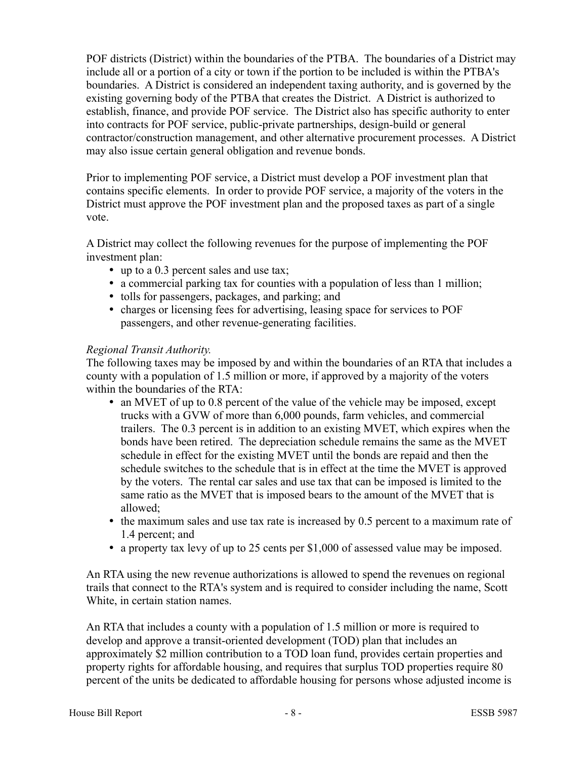POF districts (District) within the boundaries of the PTBA. The boundaries of a District may include all or a portion of a city or town if the portion to be included is within the PTBA's boundaries. A District is considered an independent taxing authority, and is governed by the existing governing body of the PTBA that creates the District. A District is authorized to establish, finance, and provide POF service. The District also has specific authority to enter into contracts for POF service, public-private partnerships, design-build or general contractor/construction management, and other alternative procurement processes. A District may also issue certain general obligation and revenue bonds.

Prior to implementing POF service, a District must develop a POF investment plan that contains specific elements. In order to provide POF service, a majority of the voters in the District must approve the POF investment plan and the proposed taxes as part of a single vote.

A District may collect the following revenues for the purpose of implementing the POF investment plan:

- up to a 0.3 percent sales and use tax;
- a commercial parking tax for counties with a population of less than 1 million;
- tolls for passengers, packages, and parking; and
- charges or licensing fees for advertising, leasing space for services to POF passengers, and other revenue-generating facilities.

*Regional Transit Authority.*
The following taxes may be imposed by and within the boundaries of an RTA that includes a county with a population of 1.5 million or more, if approved by a majority of the voters within the boundaries of the RTA:

- an MVET of up to 0.8 percent of the value of the vehicle may be imposed, except trucks with a GVW of more than 6,000 pounds, farm vehicles, and commercial trailers. The 0.3 percent is in addition to an existing MVET, which expires when the bonds have been retired. The depreciation schedule remains the same as the MVET schedule in effect for the existing MVET until the bonds are repaid and then the schedule switches to the schedule that is in effect at the time the MVET is approved by the voters. The rental car sales and use tax that can be imposed is limited to the same ratio as the MVET that is imposed bears to the amount of the MVET that is allowed;
- the maximum sales and use tax rate is increased by 0.5 percent to a maximum rate of 1.4 percent; and
- a property tax levy of up to 25 cents per $1,000 of assessed value may be imposed.

An RTA using the new revenue authorizations is allowed to spend the revenues on regional trails that connect to the RTA's system and is required to consider including the name, Scott White, in certain station names.

An RTA that includes a county with a population of 1.5 million or more is required to develop and approve a transit-oriented development (TOD) plan that includes an approximately $2 million contribution to a TOD loan fund, provides certain properties and property rights for affordable housing, and requires that surplus TOD properties require 80 percent of the units be dedicated to affordable housing for persons whose adjusted income is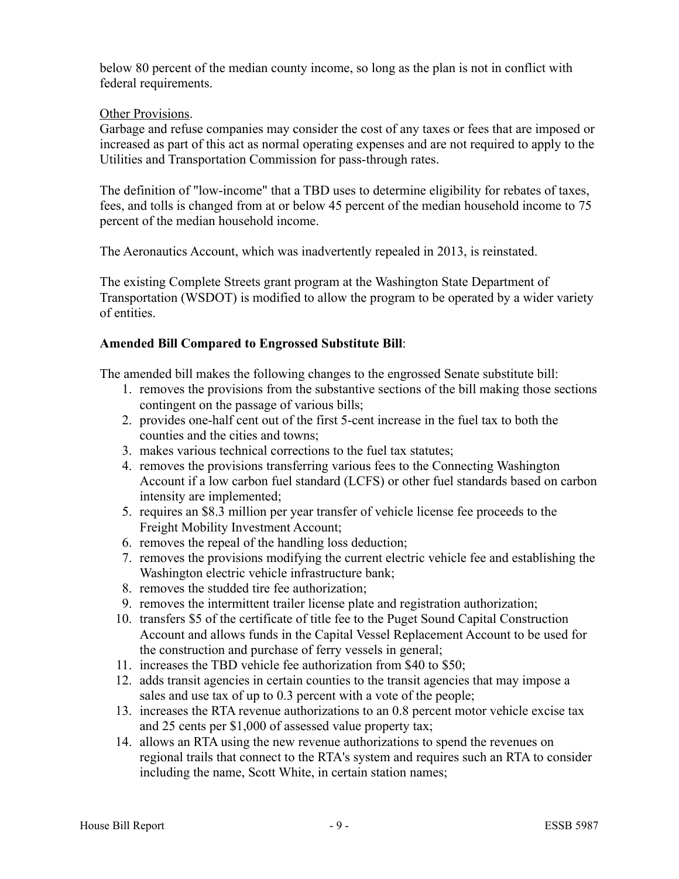below 80 percent of the median county income, so long as the plan is not in conflict with federal requirements.

Other Provisions.

Garbage and refuse companies may consider the cost of any taxes or fees that are imposed or increased as part of this act as normal operating expenses and are not required to apply to the Utilities and Transportation Commission for pass-through rates.

The definition of "low-income" that a TBD uses to determine eligibility for rebates of taxes, fees, and tolls is changed from at or below 45 percent of the median household income to 75 percent of the median household income.

The Aeronautics Account, which was inadvertently repealed in 2013, is reinstated.

The existing Complete Streets grant program at the Washington State Department of Transportation (WSDOT) is modified to allow the program to be operated by a wider variety of entities.

**Amended Bill Compared to Engrossed Substitute Bill**:

The amended bill makes the following changes to the engrossed Senate substitute bill:

1. removes the provisions from the substantive sections of the bill making those sections contingent on the passage of various bills;
2. provides one-half cent out of the first 5-cent increase in the fuel tax to both the counties and the cities and towns;
3. makes various technical corrections to the fuel tax statutes;
4. removes the provisions transferring various fees to the Connecting Washington Account if a low carbon fuel standard (LCFS) or other fuel standards based on carbon intensity are implemented;
5. requires an $8.3 million per year transfer of vehicle license fee proceeds to the Freight Mobility Investment Account;
6. removes the repeal of the handling loss deduction;
7. removes the provisions modifying the current electric vehicle fee and establishing the Washington electric vehicle infrastructure bank;
8. removes the studded tire fee authorization;
9. removes the intermittent trailer license plate and registration authorization;
10. transfers $5 of the certificate of title fee to the Puget Sound Capital Construction Account and allows funds in the Capital Vessel Replacement Account to be used for the construction and purchase of ferry vessels in general;
11. increases the TBD vehicle fee authorization from $40 to $50;
12. adds transit agencies in certain counties to the transit agencies that may impose a sales and use tax of up to 0.3 percent with a vote of the people;
13. increases the RTA revenue authorizations to an 0.8 percent motor vehicle excise tax and 25 cents per $1,000 of assessed value property tax;
14. allows an RTA using the new revenue authorizations to spend the revenues on regional trails that connect to the RTA's system and requires such an RTA to consider including the name, Scott White, in certain station names;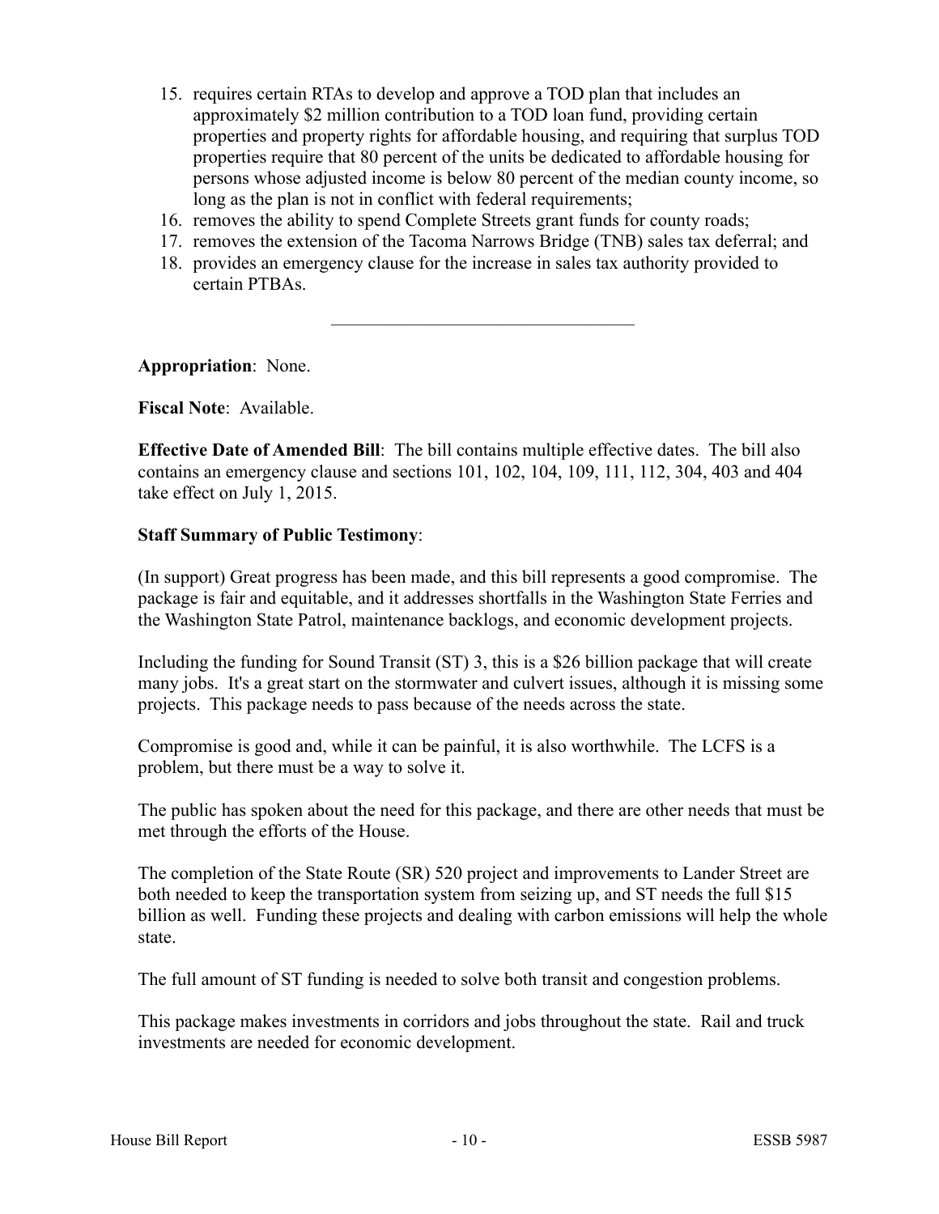15. requires certain RTAs to develop and approve a TOD plan that includes an approximately $2 million contribution to a TOD loan fund, providing certain properties and property rights for affordable housing, and requiring that surplus TOD properties require that 80 percent of the units be dedicated to affordable housing for persons whose adjusted income is below 80 percent of the median county income, so long as the plan is not in conflict with federal requirements;
16. removes the ability to spend Complete Streets grant funds for county roads;
17. removes the extension of the Tacoma Narrows Bridge (TNB) sales tax deferral; and
18. provides an emergency clause for the increase in sales tax authority provided to certain PTBAs.

---

**Appropriation**: None.

**Fiscal Note**: Available.

**Effective Date of Amended Bill**: The bill contains multiple effective dates. The bill also contains an emergency clause and sections 101, 102, 104, 109, 111, 112, 304, 403 and 404 take effect on July 1, 2015.

**Staff Summary of Public Testimony**:

(In support) Great progress has been made, and this bill represents a good compromise. The package is fair and equitable, and it addresses shortfalls in the Washington State Ferries and the Washington State Patrol, maintenance backlogs, and economic development projects.

Including the funding for Sound Transit (ST) 3, this is a $26 billion package that will create many jobs. It's a great start on the stormwater and culvert issues, although it is missing some projects. This package needs to pass because of the needs across the state.

Compromise is good and, while it can be painful, it is also worthwhile. The LCFS is a problem, but there must be a way to solve it.

The public has spoken about the need for this package, and there are other needs that must be met through the efforts of the House.

The completion of the State Route (SR) 520 project and improvements to Lander Street are both needed to keep the transportation system from seizing up, and ST needs the full $15 billion as well. Funding these projects and dealing with carbon emissions will help the whole state.

The full amount of ST funding is needed to solve both transit and congestion problems.

This package makes investments in corridors and jobs throughout the state. Rail and truck investments are needed for economic development.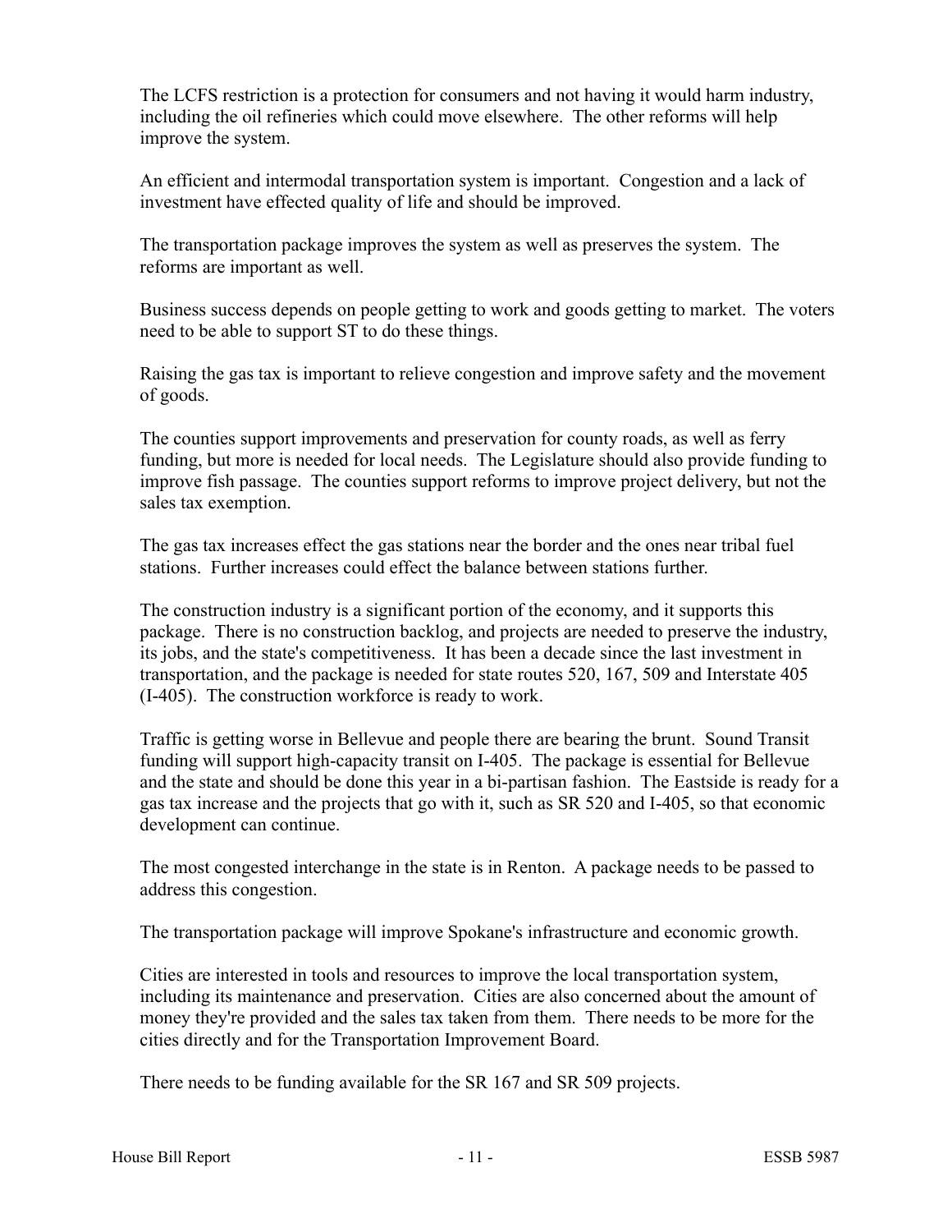The LCFS restriction is a protection for consumers and not having it would harm industry, including the oil refineries which could move elsewhere. The other reforms will help improve the system.

An efficient and intermodal transportation system is important. Congestion and a lack of investment have effected quality of life and should be improved.

The transportation package improves the system as well as preserves the system. The reforms are important as well.

Business success depends on people getting to work and goods getting to market. The voters need to be able to support ST to do these things.

Raising the gas tax is important to relieve congestion and improve safety and the movement of goods.

The counties support improvements and preservation for county roads, as well as ferry funding, but more is needed for local needs. The Legislature should also provide funding to improve fish passage. The counties support reforms to improve project delivery, but not the sales tax exemption.

The gas tax increases effect the gas stations near the border and the ones near tribal fuel stations. Further increases could effect the balance between stations further.

The construction industry is a significant portion of the economy, and it supports this package. There is no construction backlog, and projects are needed to preserve the industry, its jobs, and the state's competitiveness. It has been a decade since the last investment in transportation, and the package is needed for state routes 520, 167, 509 and Interstate 405 (I-405). The construction workforce is ready to work.

Traffic is getting worse in Bellevue and people there are bearing the brunt. Sound Transit funding will support high-capacity transit on I-405. The package is essential for Bellevue and the state and should be done this year in a bi-partisan fashion. The Eastside is ready for a gas tax increase and the projects that go with it, such as SR 520 and I-405, so that economic development can continue.

The most congested interchange in the state is in Renton. A package needs to be passed to address this congestion.

The transportation package will improve Spokane's infrastructure and economic growth.

Cities are interested in tools and resources to improve the local transportation system, including its maintenance and preservation. Cities are also concerned about the amount of money they're provided and the sales tax taken from them. There needs to be more for the cities directly and for the Transportation Improvement Board.

There needs to be funding available for the SR 167 and SR 509 projects.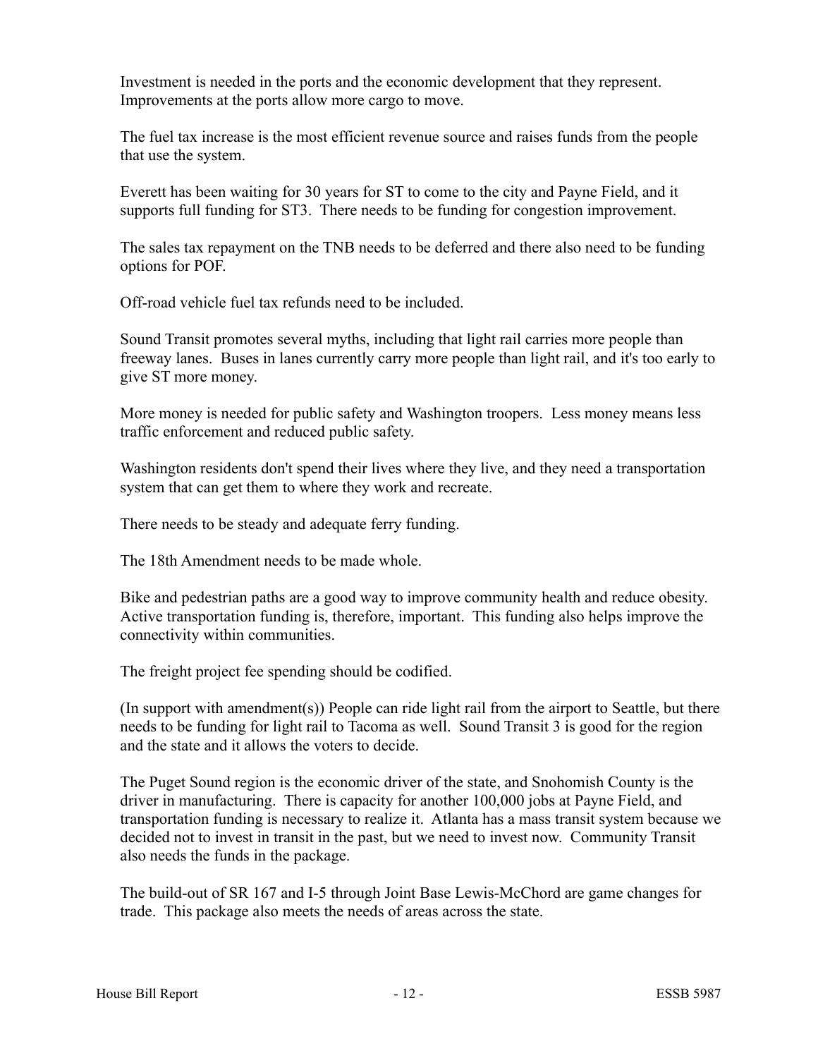Investment is needed in the ports and the economic development that they represent. Improvements at the ports allow more cargo to move.

The fuel tax increase is the most efficient revenue source and raises funds from the people that use the system.

Everett has been waiting for 30 years for ST to come to the city and Payne Field, and it supports full funding for ST3. There needs to be funding for congestion improvement.

The sales tax repayment on the TNB needs to be deferred and there also need to be funding options for POF.

Off-road vehicle fuel tax refunds need to be included.

Sound Transit promotes several myths, including that light rail carries more people than freeway lanes. Buses in lanes currently carry more people than light rail, and it's too early to give ST more money.

More money is needed for public safety and Washington troopers. Less money means less traffic enforcement and reduced public safety.

Washington residents don't spend their lives where they live, and they need a transportation system that can get them to where they work and recreate.

There needs to be steady and adequate ferry funding.

The 18th Amendment needs to be made whole.

Bike and pedestrian paths are a good way to improve community health and reduce obesity. Active transportation funding is, therefore, important. This funding also helps improve the connectivity within communities.

The freight project fee spending should be codified.

(In support with amendment(s)) People can ride light rail from the airport to Seattle, but there needs to be funding for light rail to Tacoma as well. Sound Transit 3 is good for the region and the state and it allows the voters to decide.

The Puget Sound region is the economic driver of the state, and Snohomish County is the driver in manufacturing. There is capacity for another 100,000 jobs at Payne Field, and transportation funding is necessary to realize it. Atlanta has a mass transit system because we decided not to invest in transit in the past, but we need to invest now. Community Transit also needs the funds in the package.

The build-out of SR 167 and I-5 through Joint Base Lewis-McChord are game changes for trade. This package also meets the needs of areas across the state.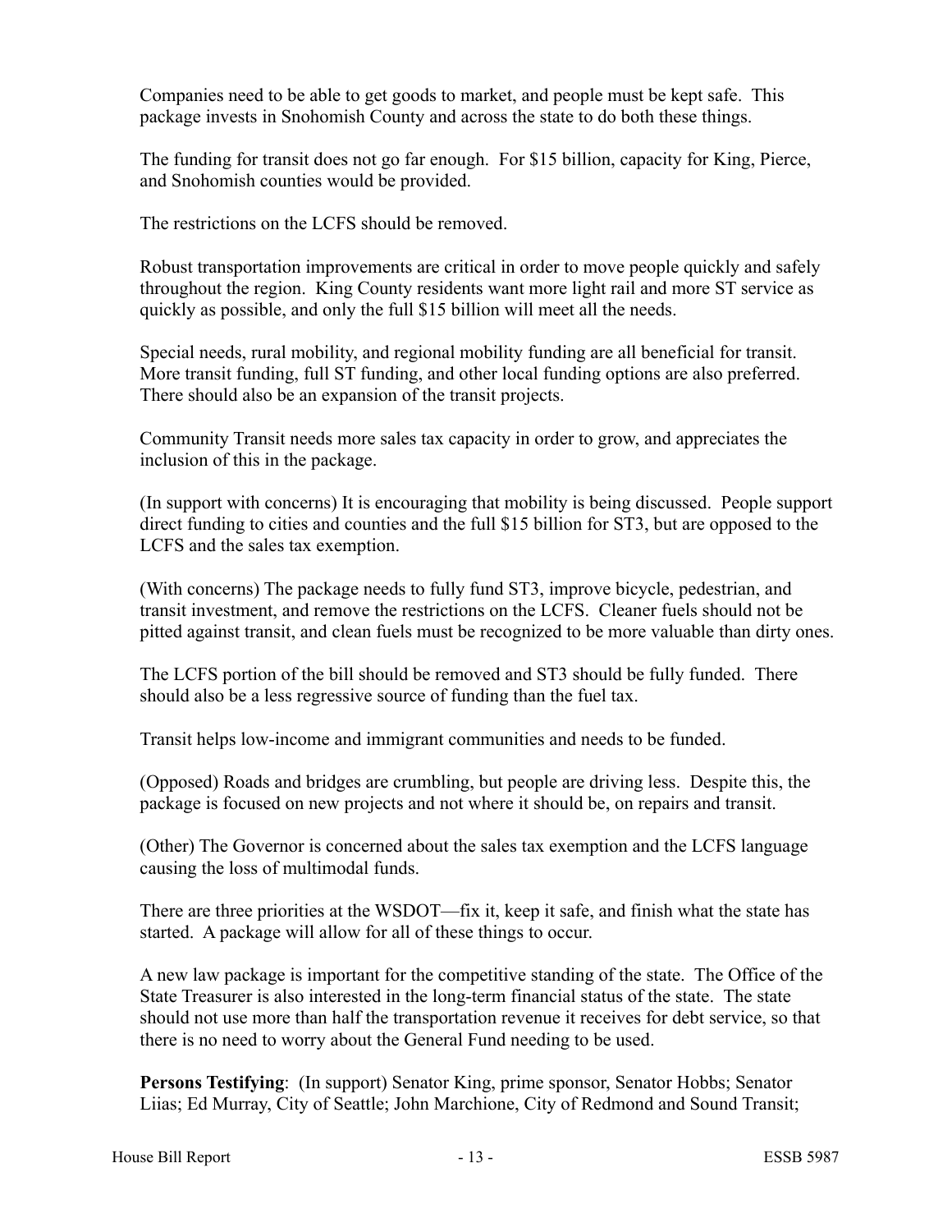Companies need to be able to get goods to market, and people must be kept safe. This package invests in Snohomish County and across the state to do both these things.

The funding for transit does not go far enough. For $15 billion, capacity for King, Pierce, and Snohomish counties would be provided.

The restrictions on the LCFS should be removed.

Robust transportation improvements are critical in order to move people quickly and safely throughout the region. King County residents want more light rail and more ST service as quickly as possible, and only the full $15 billion will meet all the needs.

Special needs, rural mobility, and regional mobility funding are all beneficial for transit. More transit funding, full ST funding, and other local funding options are also preferred. There should also be an expansion of the transit projects.

Community Transit needs more sales tax capacity in order to grow, and appreciates the inclusion of this in the package.

(In support with concerns) It is encouraging that mobility is being discussed. People support direct funding to cities and counties and the full $15 billion for ST3, but are opposed to the LCFS and the sales tax exemption.

(With concerns) The package needs to fully fund ST3, improve bicycle, pedestrian, and transit investment, and remove the restrictions on the LCFS. Cleaner fuels should not be pitted against transit, and clean fuels must be recognized to be more valuable than dirty ones.

The LCFS portion of the bill should be removed and ST3 should be fully funded. There should also be a less regressive source of funding than the fuel tax.

Transit helps low-income and immigrant communities and needs to be funded.

(Opposed) Roads and bridges are crumbling, but people are driving less. Despite this, the package is focused on new projects and not where it should be, on repairs and transit.

(Other) The Governor is concerned about the sales tax exemption and the LCFS language causing the loss of multimodal funds.

There are three priorities at the WSDOT—fix it, keep it safe, and finish what the state has started. A package will allow for all of these things to occur.

A new law package is important for the competitive standing of the state. The Office of the State Treasurer is also interested in the long-term financial status of the state. The state should not use more than half the transportation revenue it receives for debt service, so that there is no need to worry about the General Fund needing to be used.

**Persons Testifying**: (In support) Senator King, prime sponsor, Senator Hobbs; Senator Liias; Ed Murray, City of Seattle; John Marchione, City of Redmond and Sound Transit;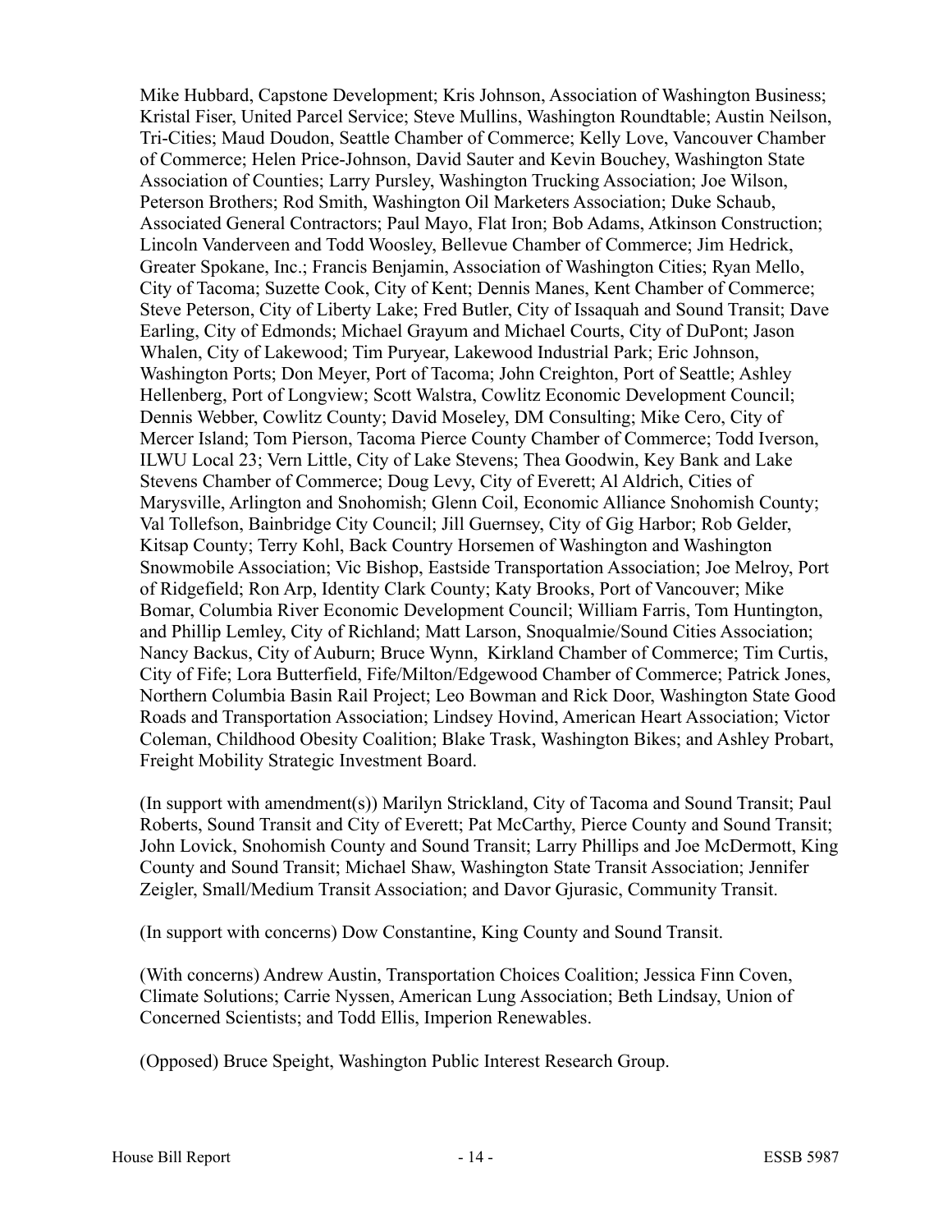Mike Hubbard, Capstone Development; Kris Johnson, Association of Washington Business; Kristal Fiser, United Parcel Service; Steve Mullins, Washington Roundtable; Austin Neilson, Tri-Cities; Maud Doudon, Seattle Chamber of Commerce; Kelly Love, Vancouver Chamber of Commerce; Helen Price-Johnson, David Sauter and Kevin Bouchey, Washington State Association of Counties; Larry Pursley, Washington Trucking Association; Joe Wilson, Peterson Brothers; Rod Smith, Washington Oil Marketers Association; Duke Schaub, Associated General Contractors; Paul Mayo, Flat Iron; Bob Adams, Atkinson Construction; Lincoln Vanderveen and Todd Woosley, Bellevue Chamber of Commerce; Jim Hedrick, Greater Spokane, Inc.; Francis Benjamin, Association of Washington Cities; Ryan Mello, City of Tacoma; Suzette Cook, City of Kent; Dennis Manes, Kent Chamber of Commerce; Steve Peterson, City of Liberty Lake; Fred Butler, City of Issaquah and Sound Transit; Dave Earling, City of Edmonds; Michael Grayum and Michael Courts, City of DuPont; Jason Whalen, City of Lakewood; Tim Puryear, Lakewood Industrial Park; Eric Johnson, Washington Ports; Don Meyer, Port of Tacoma; John Creighton, Port of Seattle; Ashley Hellenberg, Port of Longview; Scott Walstra, Cowlitz Economic Development Council; Dennis Webber, Cowlitz County; David Moseley, DM Consulting; Mike Cero, City of Mercer Island; Tom Pierson, Tacoma Pierce County Chamber of Commerce; Todd Iverson, ILWU Local 23; Vern Little, City of Lake Stevens; Thea Goodwin, Key Bank and Lake Stevens Chamber of Commerce; Doug Levy, City of Everett; Al Aldrich, Cities of Marysville, Arlington and Snohomish; Glenn Coil, Economic Alliance Snohomish County; Val Tollefson, Bainbridge City Council; Jill Guernsey, City of Gig Harbor; Rob Gelder, Kitsap County; Terry Kohl, Back Country Horsemen of Washington and Washington Snowmobile Association; Vic Bishop, Eastside Transportation Association; Joe Melroy, Port of Ridgefield; Ron Arp, Identity Clark County; Katy Brooks, Port of Vancouver; Mike Bomar, Columbia River Economic Development Council; William Farris, Tom Huntington, and Phillip Lemley, City of Richland; Matt Larson, Snoqualmie/Sound Cities Association; Nancy Backus, City of Auburn; Bruce Wynn, Kirkland Chamber of Commerce; Tim Curtis, City of Fife; Lora Butterfield, Fife/Milton/Edgewood Chamber of Commerce; Patrick Jones, Northern Columbia Basin Rail Project; Leo Bowman and Rick Door, Washington State Good Roads and Transportation Association; Lindsey Hovind, American Heart Association; Victor Coleman, Childhood Obesity Coalition; Blake Trask, Washington Bikes; and Ashley Probart, Freight Mobility Strategic Investment Board.

(In support with amendment(s)) Marilyn Strickland, City of Tacoma and Sound Transit; Paul Roberts, Sound Transit and City of Everett; Pat McCarthy, Pierce County and Sound Transit; John Lovick, Snohomish County and Sound Transit; Larry Phillips and Joe McDermott, King County and Sound Transit; Michael Shaw, Washington State Transit Association; Jennifer Zeigler, Small/Medium Transit Association; and Davor Gjurasic, Community Transit.

(In support with concerns) Dow Constantine, King County and Sound Transit.

(With concerns) Andrew Austin, Transportation Choices Coalition; Jessica Finn Coven, Climate Solutions; Carrie Nyssen, American Lung Association; Beth Lindsay, Union of Concerned Scientists; and Todd Ellis, Imperion Renewables.

(Opposed) Bruce Speight, Washington Public Interest Research Group.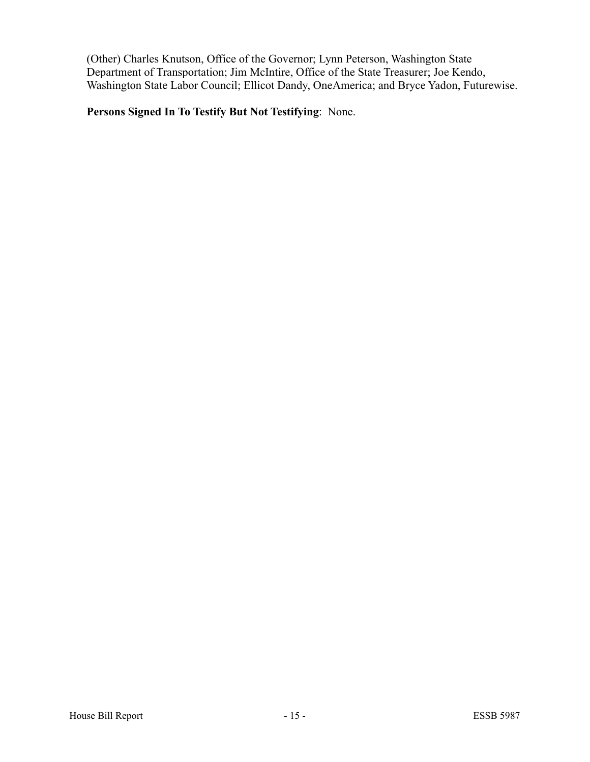(Other) Charles Knutson, Office of the Governor; Lynn Peterson, Washington State Department of Transportation; Jim McIntire, Office of the State Treasurer; Joe Kendo, Washington State Labor Council; Ellicot Dandy, OneAmerica; and Bryce Yadon, Futurewise.

**Persons Signed In To Testify But Not Testifying**: None.